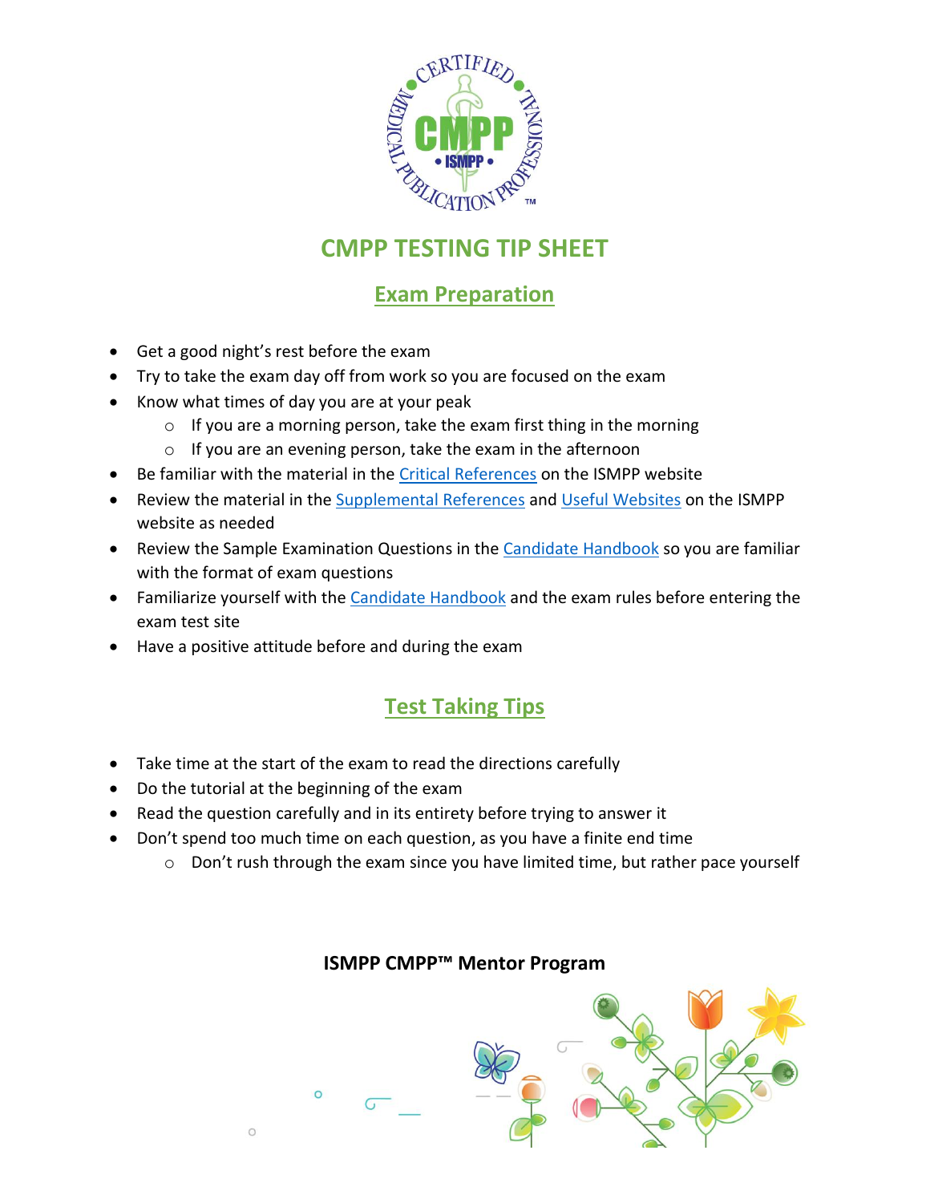# CMPP TESTING TIP SHEET

## Exam Preparation

- Get a good night's rest before the exam
- Try to take the exam day off from work so you are focused on the exam
- Know what times of day you are at your peak
  - If you are a morning person, take the exam first thing in the morning
  - If you are an evening person, take the exam in the afternoon
- Be familiar with the material in the Critical References on the ISMPP website
- Review the material in the Supplemental References and Useful Websites on the ISMPP website as needed
- Review the Sample Examination Questions in the Candidate Handbook so you are familiar with the format of exam questions
- Familiarize yourself with the Candidate Handbook and the exam rules before entering the exam test site
- Have a positive attitude before and during the exam

## Test Taking Tips

- Take time at the start of the exam to read the directions carefully
- Do the tutorial at the beginning of the exam
- Read the question carefully and in its entirety before trying to answer it
- Don't spend too much time on each question, as you have a finite end time
  - Don't rush through the exam since you have limited time, but rather pace yourself

**ISMPP CMPP™ Mentor Program**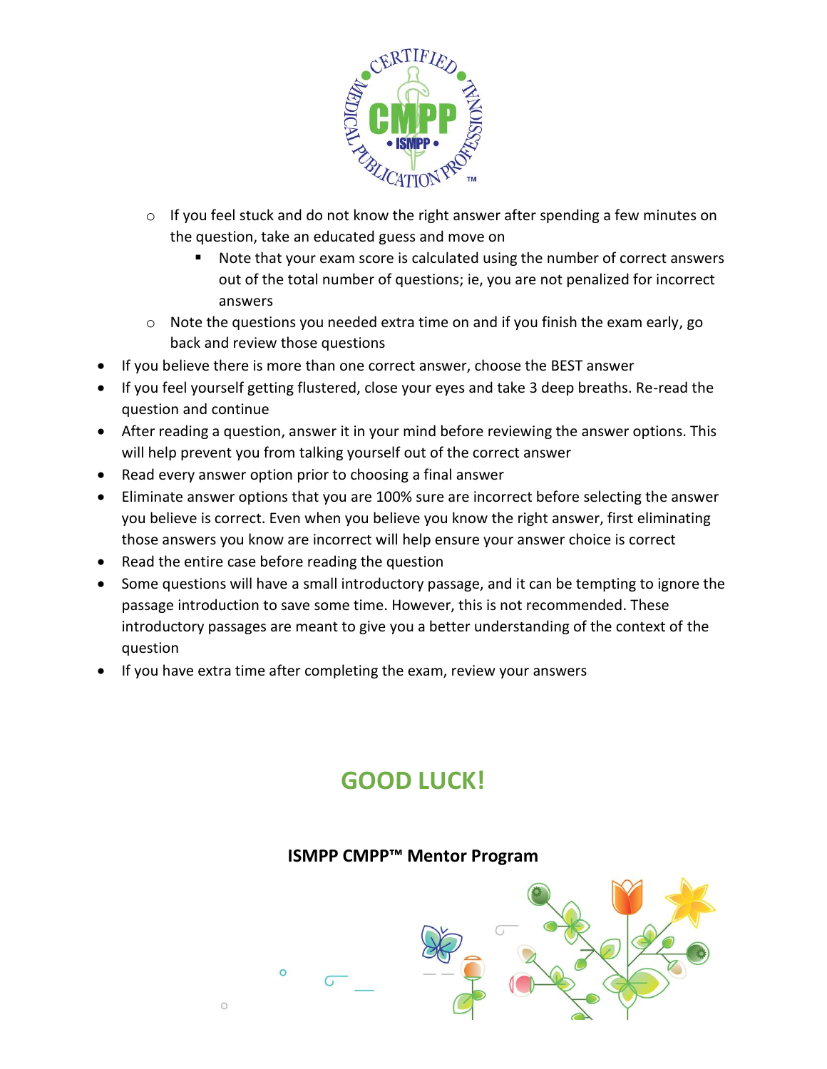- If you feel stuck and do not know the right answer after spending a few minutes on the question, take an educated guess and move on
        - Note that your exam score is calculated using the number of correct answers out of the total number of questions; ie, you are not penalized for incorrect answers
    - Note the questions you needed extra time on and if you finish the exam early, go back and review those questions
- If you believe there is more than one correct answer, choose the BEST answer
- If you feel yourself getting flustered, close your eyes and take 3 deep breaths. Re-read the question and continue
- After reading a question, answer it in your mind before reviewing the answer options. This will help prevent you from talking yourself out of the correct answer
- Read every answer option prior to choosing a final answer
- Eliminate answer options that you are 100% sure are incorrect before selecting the answer you believe is correct. Even when you believe you know the right answer, first eliminating those answers you know are incorrect will help ensure your answer choice is correct
- Read the entire case before reading the question
- Some questions will have a small introductory passage, and it can be tempting to ignore the passage introduction to save some time. However, this is not recommended. These introductory passages are meant to give you a better understanding of the context of the question
- If you have extra time after completing the exam, review your answers

## GOOD LUCK!

**ISMPP CMPP™ Mentor Program**